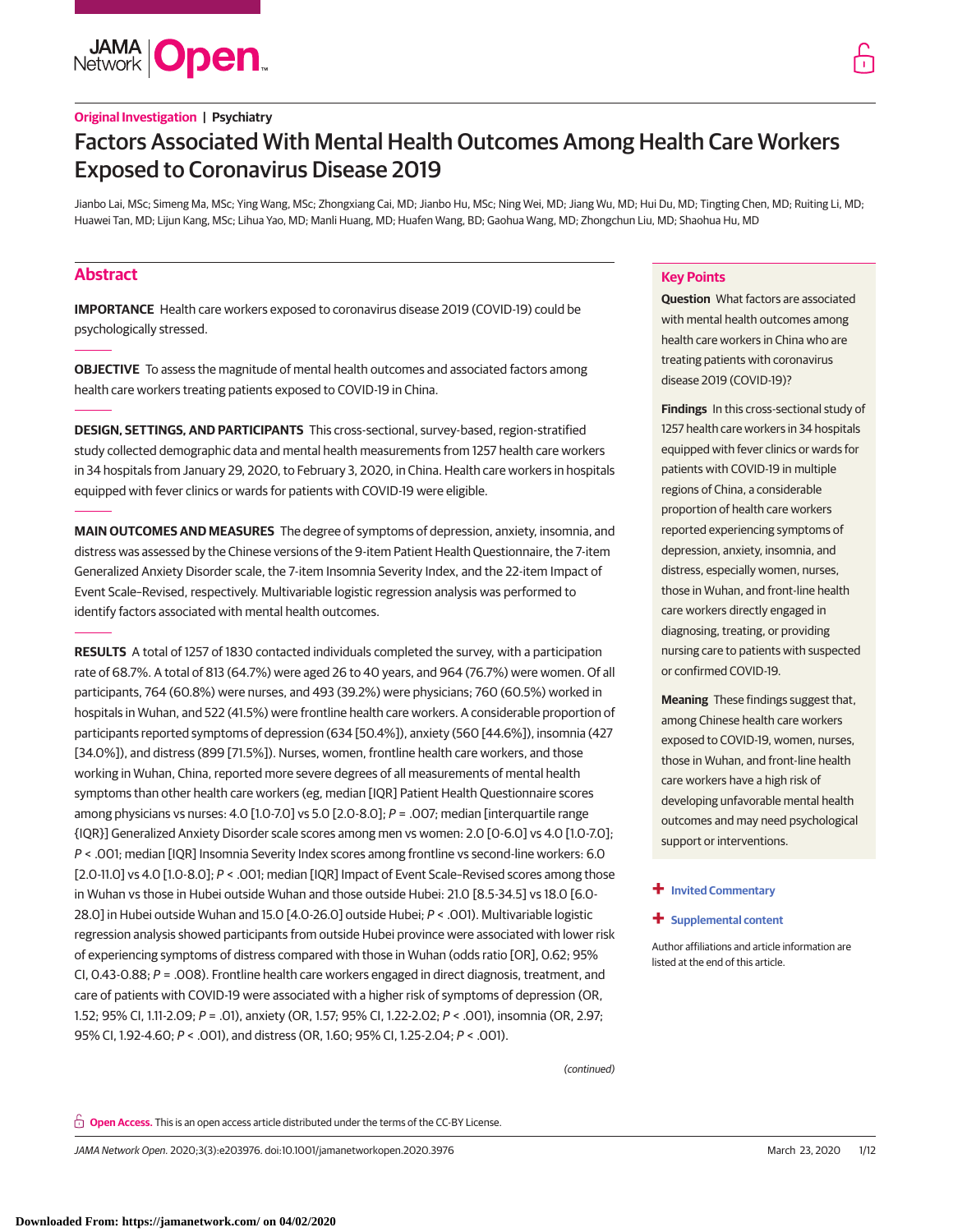Original Investigation | Psychiatry

# Factors Associated With Mental Health Outcomes Among Health Care Workers Exposed to Coronavirus Disease 2019

Jianbo Lai, MSc; Simeng Ma, MSc; Ying Wang, MSc; Zhongxiang Cai, MD; Jianbo Hu, MSc; Ning Wei, MD; Jiang Wu, MD; Hui Du, MD; Tingting Chen, MD; Ruiting Li, MD; Huawei Tan, MD; Lijun Kang, MSc; Lihua Yao, MD; Manli Huang, MD; Huafen Wang, BD; Gaohua Wang, MD; Zhongchun Liu, MD; Shaohua Hu, MD

## Abstract

**IMPORTANCE** Health care workers exposed to coronavirus disease 2019 (COVID-19) could be psychologically stressed.

**OBJECTIVE** To assess the magnitude of mental health outcomes and associated factors among health care workers treating patients exposed to COVID-19 in China.

**DESIGN, SETTINGS, AND PARTICIPANTS** This cross-sectional, survey-based, region-stratified study collected demographic data and mental health measurements from 1257 health care workers in 34 hospitals from January 29, 2020, to February 3, 2020, in China. Health care workers in hospitals equipped with fever clinics or wards for patients with COVID-19 were eligible.

**MAIN OUTCOMES AND MEASURES** The degree of symptoms of depression, anxiety, insomnia, and distress was assessed by the Chinese versions of the 9-item Patient Health Questionnaire, the 7-item Generalized Anxiety Disorder scale, the 7-item Insomnia Severity Index, and the 22-item Impact of Event Scale–Revised, respectively. Multivariable logistic regression analysis was performed to identify factors associated with mental health outcomes.

**RESULTS** A total of 1257 of 1830 contacted individuals completed the survey, with a participation rate of 68.7%. A total of 813 (64.7%) were aged 26 to 40 years, and 964 (76.7%) were women. Of all participants, 764 (60.8%) were nurses, and 493 (39.2%) were physicians; 760 (60.5%) worked in hospitals in Wuhan, and 522 (41.5%) were frontline health care workers. A considerable proportion of participants reported symptoms of depression (634 [50.4%]), anxiety (560 [44.6%]), insomnia (427 [34.0%]), and distress (899 [71.5%]). Nurses, women, frontline health care workers, and those working in Wuhan, China, reported more severe degrees of all measurements of mental health symptoms than other health care workers (eg, median [IQR] Patient Health Questionnaire scores among physicians vs nurses: 4.0 [1.0-7.0] vs 5.0 [2.0-8.0]; *P* = .007; median [interquartile range {IQR}] Generalized Anxiety Disorder scale scores among men vs women: 2.0 [0-6.0] vs 4.0 [1.0-7.0]; *P* < .001; median [IQR] Insomnia Severity Index scores among frontline vs second-line workers: 6.0 [2.0-11.0] vs 4.0 [1.0-8.0]; *P* < .001; median [IQR] Impact of Event Scale–Revised scores among those in Wuhan vs those in Hubei outside Wuhan and those outside Hubei: 21.0 [8.5-34.5] vs 18.0 [6.0-28.0] in Hubei outside Wuhan and 15.0 [4.0-26.0] outside Hubei; *P* < .001). Multivariable logistic regression analysis showed participants from outside Hubei province were associated with lower risk of experiencing symptoms of distress compared with those in Wuhan (odds ratio [OR], 0.62; 95% CI, 0.43-0.88; *P* = .008). Frontline health care workers engaged in direct diagnosis, treatment, and care of patients with COVID-19 were associated with a higher risk of symptoms of depression (OR, 1.52; 95% CI, 1.11-2.09; *P* = .01), anxiety (OR, 1.57; 95% CI, 1.22-2.02; *P* < .001), insomnia (OR, 2.97; 95% CI, 1.92-4.60; *P* < .001), and distress (OR, 1.60; 95% CI, 1.25-2.04; *P* < .001).

*(continued)*

## Key Points

**Question** What factors are associated with mental health outcomes among health care workers in China who are treating patients with coronavirus disease 2019 (COVID-19)?

**Findings** In this cross-sectional study of 1257 health care workers in 34 hospitals equipped with fever clinics or wards for patients with COVID-19 in multiple regions of China, a considerable proportion of health care workers reported experiencing symptoms of depression, anxiety, insomnia, and distress, especially women, nurses, those in Wuhan, and front-line health care workers directly engaged in diagnosing, treating, or providing nursing care to patients with suspected or confirmed COVID-19.

**Meaning** These findings suggest that, among Chinese health care workers exposed to COVID-19, women, nurses, those in Wuhan, and front-line health care workers have a high risk of developing unfavorable mental health outcomes and may need psychological support or interventions.

+ Invited Commentary

+ Supplemental content

Author affiliations and article information are listed at the end of this article.

**Open Access.** This is an open access article distributed under the terms of the CC-BY License.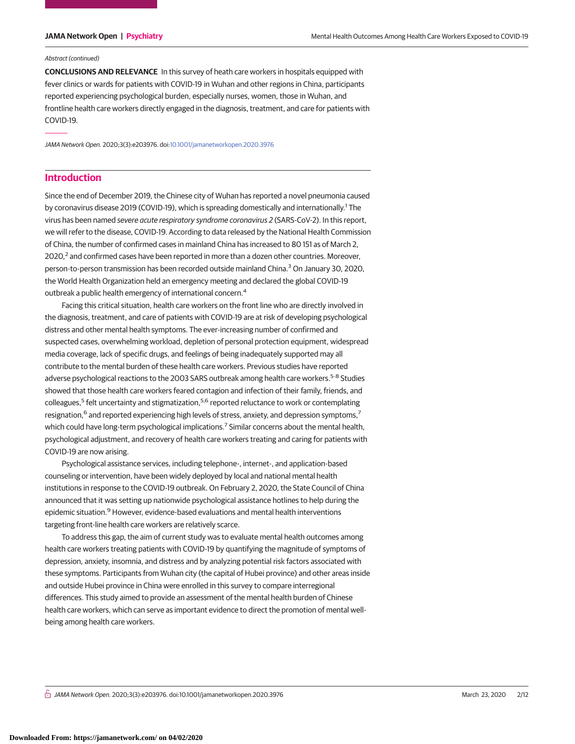Abstract (continued)

**CONCLUSIONS AND RELEVANCE** In this survey of heath care workers in hospitals equipped with fever clinics or wards for patients with COVID-19 in Wuhan and other regions in China, participants reported experiencing psychological burden, especially nurses, women, those in Wuhan, and frontline health care workers directly engaged in the diagnosis, treatment, and care for patients with COVID-19.

*JAMA Network Open*. 2020;3(3):e203976. doi:10.1001/jamanetworkopen.2020.3976

## Introduction

Since the end of December 2019, the Chinese city of Wuhan has reported a novel pneumonia caused by coronavirus disease 2019 (COVID-19), which is spreading domestically and internationally.[1] The virus has been named *severe acute respiratory syndrome coronavirus 2* (SARS-CoV-2). In this report, we will refer to the disease, COVID-19. According to data released by the National Health Commission of China, the number of confirmed cases in mainland China has increased to 80 151 as of March 2, 2020,[2] and confirmed cases have been reported in more than a dozen other countries. Moreover, person-to-person transmission has been recorded outside mainland China.[3] On January 30, 2020, the World Health Organization held an emergency meeting and declared the global COVID-19 outbreak a public health emergency of international concern.[4]

Facing this critical situation, health care workers on the front line who are directly involved in the diagnosis, treatment, and care of patients with COVID-19 are at risk of developing psychological distress and other mental health symptoms. The ever-increasing number of confirmed and suspected cases, overwhelming workload, depletion of personal protection equipment, widespread media coverage, lack of specific drugs, and feelings of being inadequately supported may all contribute to the mental burden of these health care workers. Previous studies have reported adverse psychological reactions to the 2003 SARS outbreak among health care workers.[5-8] Studies showed that those health care workers feared contagion and infection of their family, friends, and colleagues,[5] felt uncertainty and stigmatization,[5,6] reported reluctance to work or contemplating resignation,[6] and reported experiencing high levels of stress, anxiety, and depression symptoms,[7] which could have long-term psychological implications.[7] Similar concerns about the mental health, psychological adjustment, and recovery of health care workers treating and caring for patients with COVID-19 are now arising.

Psychological assistance services, including telephone-, internet-, and application-based counseling or intervention, have been widely deployed by local and national mental health institutions in response to the COVID-19 outbreak. On February 2, 2020, the State Council of China announced that it was setting up nationwide psychological assistance hotlines to help during the epidemic situation.[9] However, evidence-based evaluations and mental health interventions targeting front-line health care workers are relatively scarce.

To address this gap, the aim of current study was to evaluate mental health outcomes among health care workers treating patients with COVID-19 by quantifying the magnitude of symptoms of depression, anxiety, insomnia, and distress and by analyzing potential risk factors associated with these symptoms. Participants from Wuhan city (the capital of Hubei province) and other areas inside and outside Hubei province in China were enrolled in this survey to compare interregional differences. This study aimed to provide an assessment of the mental health burden of Chinese health care workers, which can serve as important evidence to direct the promotion of mental well-being among health care workers.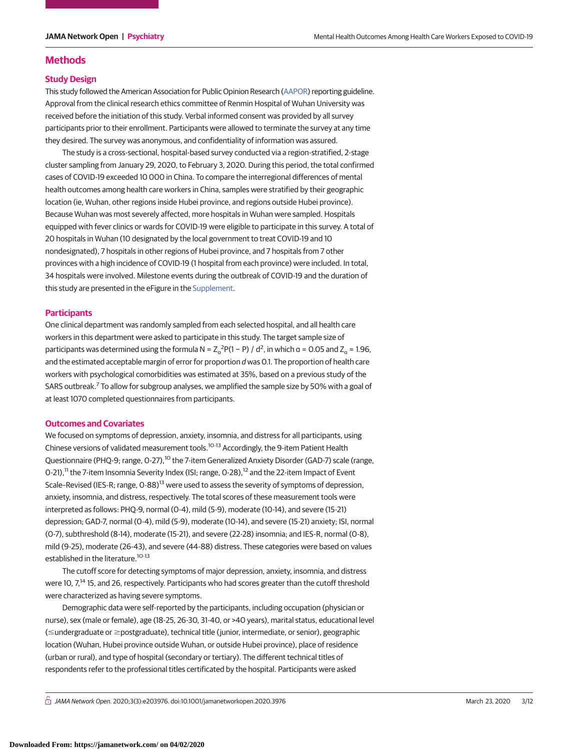## Methods

### Study Design

This study followed the American Association for Public Opinion Research (AAPOR) reporting guideline. Approval from the clinical research ethics committee of Renmin Hospital of Wuhan University was received before the initiation of this study. Verbal informed consent was provided by all survey participants prior to their enrollment. Participants were allowed to terminate the survey at any time they desired. The survey was anonymous, and confidentiality of information was assured.

The study is a cross-sectional, hospital-based survey conducted via a region-stratified, 2-stage cluster sampling from January 29, 2020, to February 3, 2020. During this period, the total confirmed cases of COVID-19 exceeded 10 000 in China. To compare the interregional differences of mental health outcomes among health care workers in China, samples were stratified by their geographic location (ie, Wuhan, other regions inside Hubei province, and regions outside Hubei province). Because Wuhan was most severely affected, more hospitals in Wuhan were sampled. Hospitals equipped with fever clinics or wards for COVID-19 were eligible to participate in this survey. A total of 20 hospitals in Wuhan (10 designated by the local government to treat COVID-19 and 10 nondesignated), 7 hospitals in other regions of Hubei province, and 7 hospitals from 7 other provinces with a high incidence of COVID-19 (1 hospital from each province) were included. In total, 34 hospitals were involved. Milestone events during the outbreak of COVID-19 and the duration of this study are presented in the eFigure in the Supplement.

### Participants

One clinical department was randomly sampled from each selected hospital, and all health care workers in this department were asked to participate in this study. The target sample size of participants was determined using the formula $N = Z_\alpha^2 P(1 - P) / d^2$, in which $\alpha = 0.05$ and $Z_\alpha = 1.96$, and the estimated acceptable margin of error for proportion *d* was 0.1. The proportion of health care workers with psychological comorbidities was estimated at 35%, based on a previous study of the SARS outbreak.[7] To allow for subgroup analyses, we amplified the sample size by 50% with a goal of at least 1070 completed questionnaires from participants.

### Outcomes and Covariates

We focused on symptoms of depression, anxiety, insomnia, and distress for all participants, using Chinese versions of validated measurement tools.[10-13] Accordingly, the 9-item Patient Health Questionnaire (PHQ-9; range, 0-27),[10] the 7-item Generalized Anxiety Disorder (GAD-7) scale (range, 0-21),[11] the 7-item Insomnia Severity Index (ISI; range, 0-28),[12] and the 22-item Impact of Event Scale–Revised (IES-R; range, 0-88)[13] were used to assess the severity of symptoms of depression, anxiety, insomnia, and distress, respectively. The total scores of these measurement tools were interpreted as follows: PHQ-9, normal (0-4), mild (5-9), moderate (10-14), and severe (15-21) depression; GAD-7, normal (0-4), mild (5-9), moderate (10-14), and severe (15-21) anxiety; ISI, normal (0-7), subthreshold (8-14), moderate (15-21), and severe (22-28) insomnia; and IES-R, normal (0-8), mild (9-25), moderate (26-43), and severe (44-88) distress. These categories were based on values established in the literature.[10-13]

The cutoff score for detecting symptoms of major depression, anxiety, insomnia, and distress were 10, 7,[14] 15, and 26, respectively. Participants who had scores greater than the cutoff threshold were characterized as having severe symptoms.

Demographic data were self-reported by the participants, including occupation (physician or nurse), sex (male or female), age (18-25, 26-30, 31-40, or >40 years), marital status, educational level (≤undergraduate or ≥postgraduate), technical title (junior, intermediate, or senior), geographic location (Wuhan, Hubei province outside Wuhan, or outside Hubei province), place of residence (urban or rural), and type of hospital (secondary or tertiary). The different technical titles of respondents refer to the professional titles certificated by the hospital. Participants were asked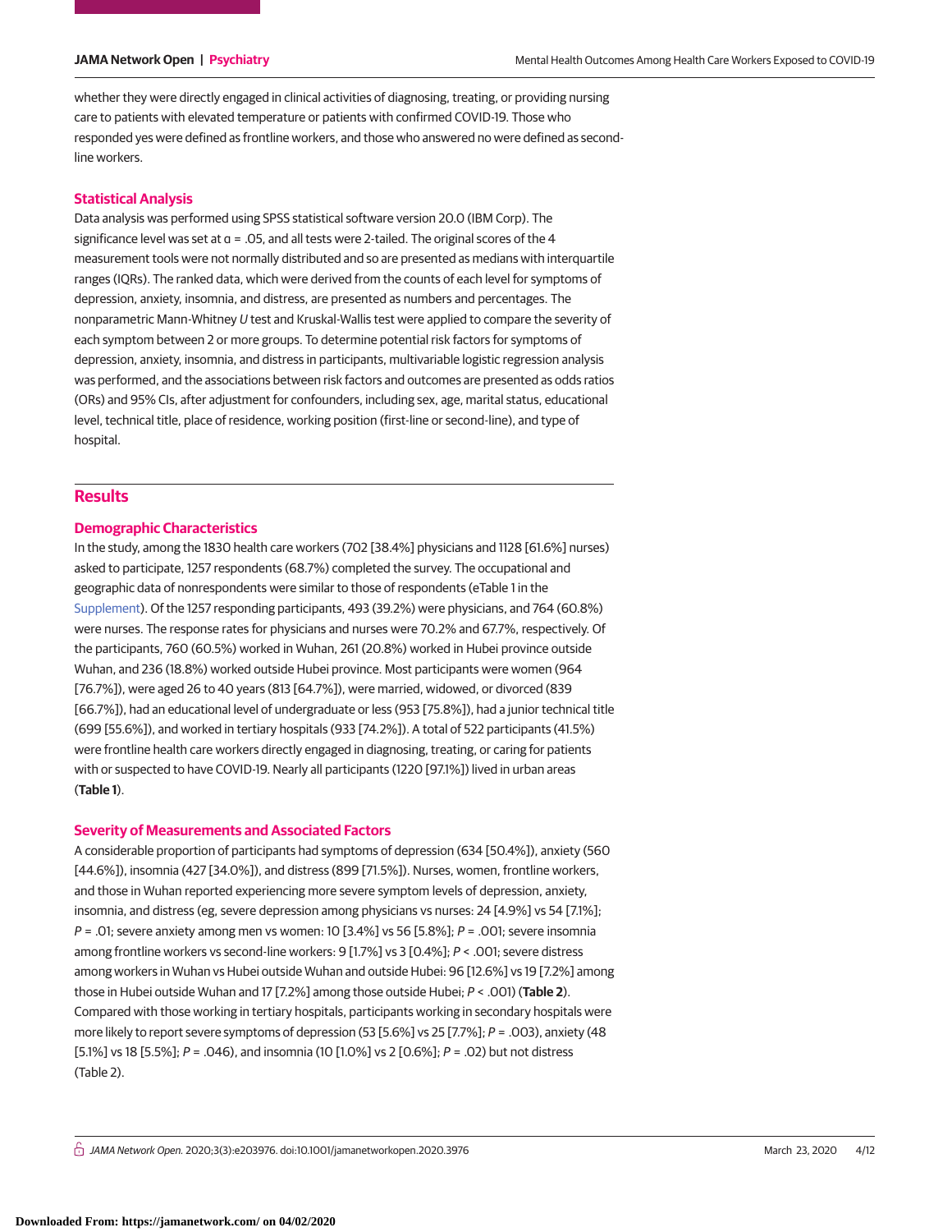whether they were directly engaged in clinical activities of diagnosing, treating, or providing nursing care to patients with elevated temperature or patients with confirmed COVID-19. Those who responded yes were defined as frontline workers, and those who answered no were defined as second-line workers.

### Statistical Analysis

Data analysis was performed using SPSS statistical software version 20.0 (IBM Corp). The significance level was set at α = .05, and all tests were 2-tailed. The original scores of the 4 measurement tools were not normally distributed and so are presented as medians with interquartile ranges (IQRs). The ranked data, which were derived from the counts of each level for symptoms of depression, anxiety, insomnia, and distress, are presented as numbers and percentages. The nonparametric Mann-Whitney *U* test and Kruskal-Wallis test were applied to compare the severity of each symptom between 2 or more groups. To determine potential risk factors for symptoms of depression, anxiety, insomnia, and distress in participants, multivariable logistic regression analysis was performed, and the associations between risk factors and outcomes are presented as odds ratios (ORs) and 95% CIs, after adjustment for confounders, including sex, age, marital status, educational level, technical title, place of residence, working position (first-line or second-line), and type of hospital.

## Results

### Demographic Characteristics

In the study, among the 1830 health care workers (702 [38.4%] physicians and 1128 [61.6%] nurses) asked to participate, 1257 respondents (68.7%) completed the survey. The occupational and geographic data of nonrespondents were similar to those of respondents (eTable 1 in the Supplement). Of the 1257 responding participants, 493 (39.2%) were physicians, and 764 (60.8%) were nurses. The response rates for physicians and nurses were 70.2% and 67.7%, respectively. Of the participants, 760 (60.5%) worked in Wuhan, 261 (20.8%) worked in Hubei province outside Wuhan, and 236 (18.8%) worked outside Hubei province. Most participants were women (964 [76.7%]), were aged 26 to 40 years (813 [64.7%]), were married, widowed, or divorced (839 [66.7%]), had an educational level of undergraduate or less (953 [75.8%]), had a junior technical title (699 [55.6%]), and worked in tertiary hospitals (933 [74.2%]). A total of 522 participants (41.5%) were frontline health care workers directly engaged in diagnosing, treating, or caring for patients with or suspected to have COVID-19. Nearly all participants (1220 [97.1%]) lived in urban areas (**Table 1**).

### Severity of Measurements and Associated Factors

A considerable proportion of participants had symptoms of depression (634 [50.4%]), anxiety (560 [44.6%]), insomnia (427 [34.0%]), and distress (899 [71.5%]). Nurses, women, frontline workers, and those in Wuhan reported experiencing more severe symptom levels of depression, anxiety, insomnia, and distress (eg, severe depression among physicians vs nurses: 24 [4.9%] vs 54 [7.1%]; *P* = .01; severe anxiety among men vs women: 10 [3.4%] vs 56 [5.8%]; *P* = .001; severe insomnia among frontline workers vs second-line workers: 9 [1.7%] vs 3 [0.4%]; *P* < .001; severe distress among workers in Wuhan vs Hubei outside Wuhan and outside Hubei: 96 [12.6%] vs 19 [7.2%] among those in Hubei outside Wuhan and 17 [7.2%] among those outside Hubei; *P* < .001) (**Table 2**). Compared with those working in tertiary hospitals, participants working in secondary hospitals were more likely to report severe symptoms of depression (53 [5.6%] vs 25 [7.7%]; *P* = .003), anxiety (48 [5.1%] vs 18 [5.5%]; *P* = .046), and insomnia (10 [1.0%] vs 2 [0.6%]; *P* = .02) but not distress (Table 2).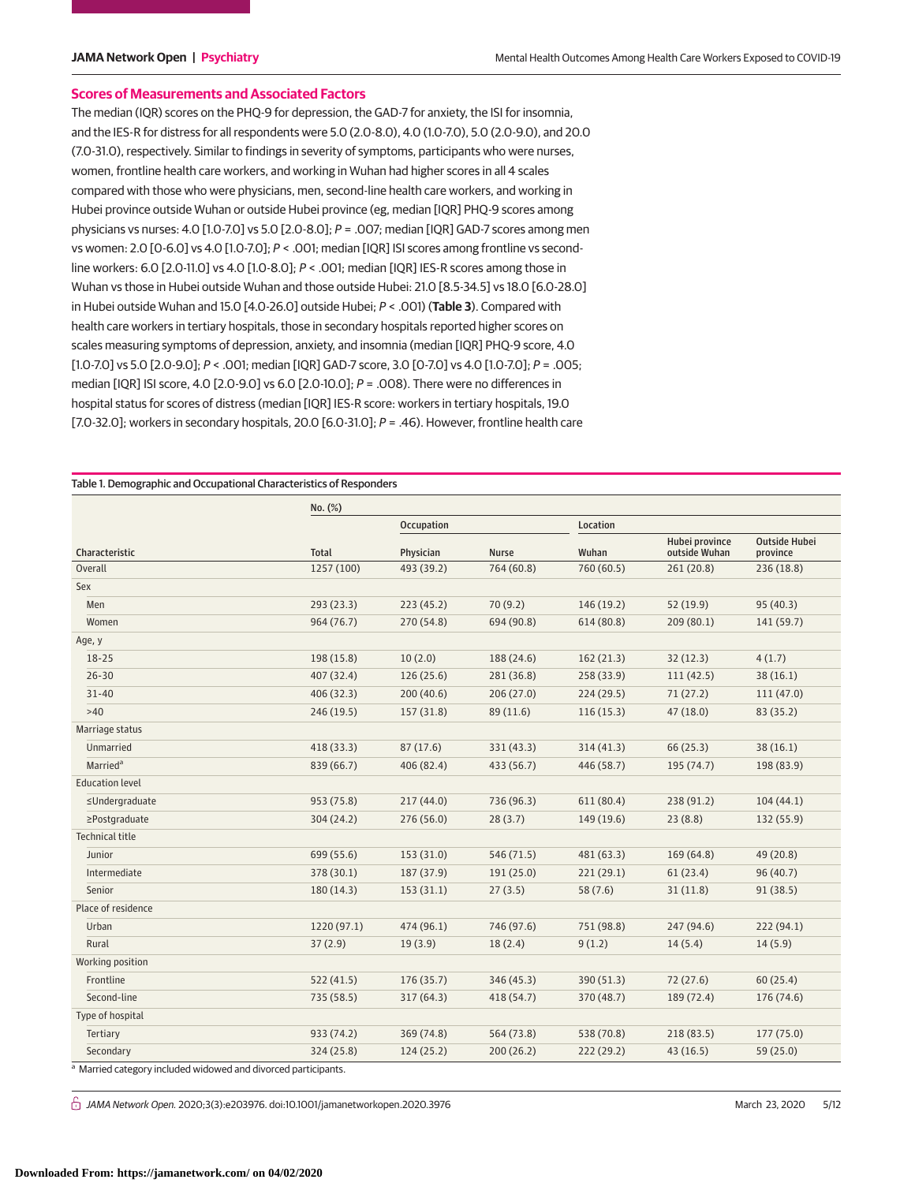## Scores of Measurements and Associated Factors

The median (IQR) scores on the PHQ-9 for depression, the GAD-7 for anxiety, the ISI for insomnia, and the IES-R for distress for all respondents were 5.0 (2.0-8.0), 4.0 (1.0-7.0), 5.0 (2.0-9.0), and 20.0 (7.0-31.0), respectively. Similar to findings in severity of symptoms, participants who were nurses, women, frontline health care workers, and working in Wuhan had higher scores in all 4 scales compared with those who were physicians, men, second-line health care workers, and working in Hubei province outside Wuhan or outside Hubei province (eg, median [IQR] PHQ-9 scores among physicians vs nurses: 4.0 [1.0-7.0] vs 5.0 [2.0-8.0]; *P* = .007; median [IQR] GAD-7 scores among men vs women: 2.0 [0-6.0] vs 4.0 [1.0-7.0]; *P* < .001; median [IQR] ISI scores among frontline vs second-line workers: 6.0 [2.0-11.0] vs 4.0 [1.0-8.0]; *P* < .001; median [IQR] IES-R scores among those in Wuhan vs those in Hubei outside Wuhan and those outside Hubei: 21.0 [8.5-34.5] vs 18.0 [6.0-28.0] in Hubei outside Wuhan and 15.0 [4.0-26.0] outside Hubei; *P* < .001) (**Table 3**). Compared with health care workers in tertiary hospitals, those in secondary hospitals reported higher scores on scales measuring symptoms of depression, anxiety, and insomnia (median [IQR] PHQ-9 score, 4.0 [1.0-7.0] vs 5.0 [2.0-9.0]; *P* < .001; median [IQR] GAD-7 score, 3.0 [0-7.0] vs 4.0 [1.0-7.0]; *P* = .005; median [IQR] ISI score, 4.0 [2.0-9.0] vs 6.0 [2.0-10.0]; *P* = .008). There were no differences in hospital status for scores of distress (median [IQR] IES-R score: workers in tertiary hospitals, 19.0 [7.0-32.0]; workers in secondary hospitals, 20.0 [6.0-31.0]; *P* = .46). However, frontline health care

Table 1. Demographic and Occupational Characteristics of Responders

| Characteristic | No. (%) | | | | | |
|---|---|---|---|---|---|---|
| | | Occupation | | Location | | |
| | Total | Physician | Nurse | Wuhan | Hubei province outside Wuhan | Outside Hubei province |
| Overall | 1257 (100) | 493 (39.2) | 764 (60.8) | 760 (60.5) | 261 (20.8) | 236 (18.8) |
| Sex | | | | | | |
| Men | 293 (23.3) | 223 (45.2) | 70 (9.2) | 146 (19.2) | 52 (19.9) | 95 (40.3) |
| Women | 964 (76.7) | 270 (54.8) | 694 (90.8) | 614 (80.8) | 209 (80.1) | 141 (59.7) |
| Age, y | | | | | | |
| 18-25 | 198 (15.8) | 10 (2.0) | 188 (24.6) | 162 (21.3) | 32 (12.3) | 4 (1.7) |
| 26-30 | 407 (32.4) | 126 (25.6) | 281 (36.8) | 258 (33.9) | 111 (42.5) | 38 (16.1) |
| 31-40 | 406 (32.3) | 200 (40.6) | 206 (27.0) | 224 (29.5) | 71 (27.2) | 111 (47.0) |
| >40 | 246 (19.5) | 157 (31.8) | 89 (11.6) | 116 (15.3) | 47 (18.0) | 83 (35.2) |
| Marriage status | | | | | | |
| Unmarried | 418 (33.3) | 87 (17.6) | 331 (43.3) | 314 (41.3) | 66 (25.3) | 38 (16.1) |
| Married[a] | 839 (66.7) | 406 (82.4) | 433 (56.7) | 446 (58.7) | 195 (74.7) | 198 (83.9) |
| Education level | | | | | | |
| ≤Undergraduate | 953 (75.8) | 217 (44.0) | 736 (96.3) | 611 (80.4) | 238 (91.2) | 104 (44.1) |
| ≥Postgraduate | 304 (24.2) | 276 (56.0) | 28 (3.7) | 149 (19.6) | 23 (8.8) | 132 (55.9) |
| Technical title | | | | | | |
| Junior | 699 (55.6) | 153 (31.0) | 546 (71.5) | 481 (63.3) | 169 (64.8) | 49 (20.8) |
| Intermediate | 378 (30.1) | 187 (37.9) | 191 (25.0) | 221 (29.1) | 61 (23.4) | 96 (40.7) |
| Senior | 180 (14.3) | 153 (31.1) | 27 (3.5) | 58 (7.6) | 31 (11.8) | 91 (38.5) |
| Place of residence | | | | | | |
| Urban | 1220 (97.1) | 474 (96.1) | 746 (97.6) | 751 (98.8) | 247 (94.6) | 222 (94.1) |
| Rural | 37 (2.9) | 19 (3.9) | 18 (2.4) | 9 (1.2) | 14 (5.4) | 14 (5.9) |
| Working position | | | | | | |
| Frontline | 522 (41.5) | 176 (35.7) | 346 (45.3) | 390 (51.3) | 72 (27.6) | 60 (25.4) |
| Second-line | 735 (58.5) | 317 (64.3) | 418 (54.7) | 370 (48.7) | 189 (72.4) | 176 (74.6) |
| Type of hospital | | | | | | |
| Tertiary | 933 (74.2) | 369 (74.8) | 564 (73.8) | 538 (70.8) | 218 (83.5) | 177 (75.0) |
| Secondary | 324 (25.8) | 124 (25.2) | 200 (26.2) | 222 (29.2) | 43 (16.5) | 59 (25.0) |

[a] Married category included widowed and divorced participants.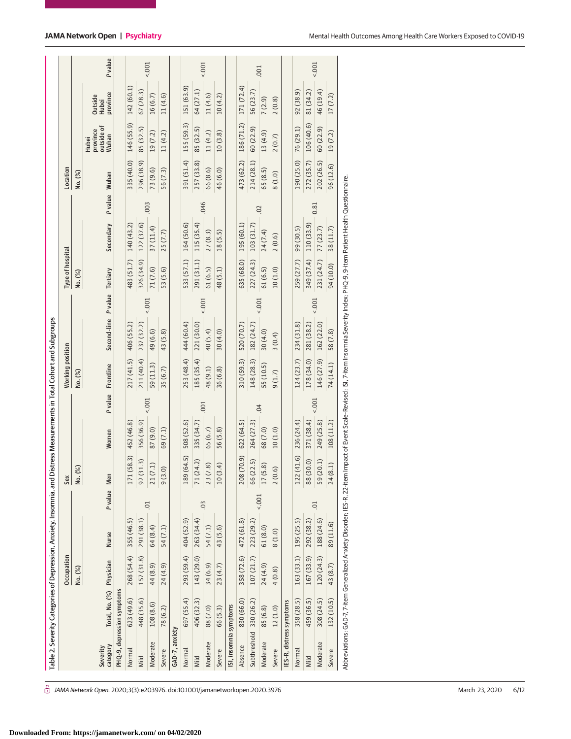Table 2. Severity Categories of Depression, Anxiety, Insomnia, and Distress Measurements in Total Cohort and Subgroups

| Severity category | Total, No. (%) | Occupation | | | Sex | | | Working position | | | Type of hospital | | | Location | | | |
|---|---|---|---|---|---|---|---|---|---|---|---|---|---|---|---|---|---|
| | | No. (%) | | | No. (%) | | | No. (%) | | | No. (%) | | | No. (%) | | | |
| | | Physician | Nurse | P value | Men | Women | P value | Frontline | Second-line | P value | Tertiary | Secondary | P value | Wuhan | Hubei province outside of Wuhan | Outside Hubei province | P value |
| **PHQ-9, depression symptoms** | | | | | | | | | | | | | | | | | |
| Normal | 623 (49.6) | 268 (54.4) | 355 (46.5) | .01 | 171 (58.3) | 452 (46.8) | <.001 | 217 (41.5) | 406 (55.2) | <.001 | 483 (51.7) | 140 (43.2) | .003 | 335 (40.0) | 146 (55.9) | 142 (60.1) | <.001 |
| Mild | 448 (35.6) | 157 (31.8) | 291 (38.1) | | 92 (31.3) | 356 (36.9) | | 211 (40.4) | 237 (32.2) | | 326 (34.9) | 122 (37.6) | | 296 (38.9) | 85 (32.5) | 67 (28.3) | |
| Moderate | 108 (8.6) | 44 (8.9) | 64 (8.4) | | 21 (7.1) | 87 (9.0) | | 59 (11.3) | 49 (6.6) | | 71 (7.6) | 37 (11.4) | | 73 (9.6) | 19 (7.2) | 16 (6.7) | |
| Severe | 78 (6.2) | 24 (4.9) | 54 (7.1) | | 9 (3.0) | 69 (7.1) | | 35 (6.7) | 43 (5.8) | | 53 (5.6) | 25 (7.7) | | 56 (7.3) | 11 (4.2) | 11 (4.6) | |
| **GAD-7, anxiety** | | | | | | | | | | | | | | | | | |
| Normal | 697 (55.4) | 293 (59.4) | 404 (52.9) | .03 | 189 (64.5) | 508 (52.6) | .001 | 253 (48.4) | 444 (60.4) | <.001 | 533 (57.1) | 164 (50.6) | .046 | 391 (51.4) | 155 (59.3) | 151 (63.9) | <.001 |
| Mild | 406 (32.3) | 143 (29.0) | 263 (34.4) | | 71 (24.2) | 335 (34.7) | | 185 (35.4) | 221 (30.0) | | 291 (31.1) | 115 (35.4) | | 257 (33.8) | 85 (32.5) | 64 (27.1) | |
| Moderate | 88 (7.0) | 34 (6.9) | 54 (7.1) | | 23 (7.8) | 65 (6.7) | | 48 (9.1) | 40 (5.4) | | 61 (6.5) | 27 (8.3) | | 66 (8.6) | 11 (4.2) | 11 (4.6) | |
| Severe | 66 (5.3) | 23 (4.7) | 43 (5.6) | | 10 (3.4) | 56 (5.8) | | 36 (6.8) | 30 (4.0) | | 48 (5.1) | 18 (5.5) | | 46 (6.0) | 10 (3.8) | 10 (4.2) | |
| **ISI, insomnia symptoms** | | | | | | | | | | | | | | | | | |
| Absence | 830 (66.0) | 358 (72.6) | 472 (61.8) | <.001 | 208 (70.9) | 622 (64.5) | .04 | 310 (59.3) | 520 (70.7) | <.001 | 635 (68.0) | 195 (60.1) | .02 | 473 (62.2) | 186 (71.2) | 171 (72.4) | .001 |
| Subthreshold | 330 (26.2) | 107 (21.7) | 223 (29.2) | | 66 (22.5) | 264 (27.3) | | 148 (28.3) | 182 (24.7) | | 227 (24.3) | 103 (31.7) | | 214 (28.1) | 60 (22.9) | 56 (23.7) | |
| Moderate | 85 (6.8) | 24 (4.9) | 61 (8.0) | | 17 (5.8) | 68 (7.0) | | 55 (10.5) | 30 (4.0) | | 61 (6.5) | 24 (7.4) | | 65 (8.5) | 13 (4.9) | 7 (2.9) | |
| Severe | 12 (1.0) | 4 (0.8) | 8 (1.0) | | 2 (0.6) | 10 (1.0) | | 9 (1.7) | 3 (0.4) | | 10 (1.0) | 2 (0.6) | | 8 (1.0) | 2 (0.7) | 2 (0.8) | |
| **IES-R, distress symptoms** | | | | | | | | | | | | | | | | | |
| Normal | 358 (28.5) | 163 (33.1) | 195 (25.5) | .01 | 122 (41.6) | 236 (24.4) | <.001 | 124 (23.7) | 234 (31.8) | <.001 | 259 (27.7) | 99 (30.5) | 0.81 | 190 (25.0) | 76 (29.1) | 92 (38.9) | <.001 |
| Mild | 459 (36.5) | 167 (33.9) | 292 (38.2) | | 88 (30.0) | 371 (38.4) | | 178 (34.0) | 281 (38.2) | | 349 (37.4) | 110 (33.9) | | 272 (35.7) | 106 (40.6) | 81 (34.2) | |
| Moderate | 308 (24.5) | 120 (24.3) | 188 (24.6) | | 59 (20.1) | 249 (25.8) | | 146 (27.9) | 162 (22.0) | | 231 (24.7) | 77 (23.7) | | 202 (26.5) | 60 (22.9) | 46 (19.4) | |
| Severe | 132 (10.5) | 43 (8.7) | 89 (11.6) | | 24 (8.1) | 108 (11.2) | | 74 (14.1) | 58 (7.8) | | 94 (10.0) | 38 (11.7) | | 96 (12.6) | 19 (7.2) | 17 (7.2) | |

Abbreviations: GAD-7, 7-item Generalized Anxiety Disorder; IES-R, 22-item Impact of Event Scale–Revised; ISI, 7-item Insomnia Severity Index; PHQ-9, 9-item Patient Health Questionnaire.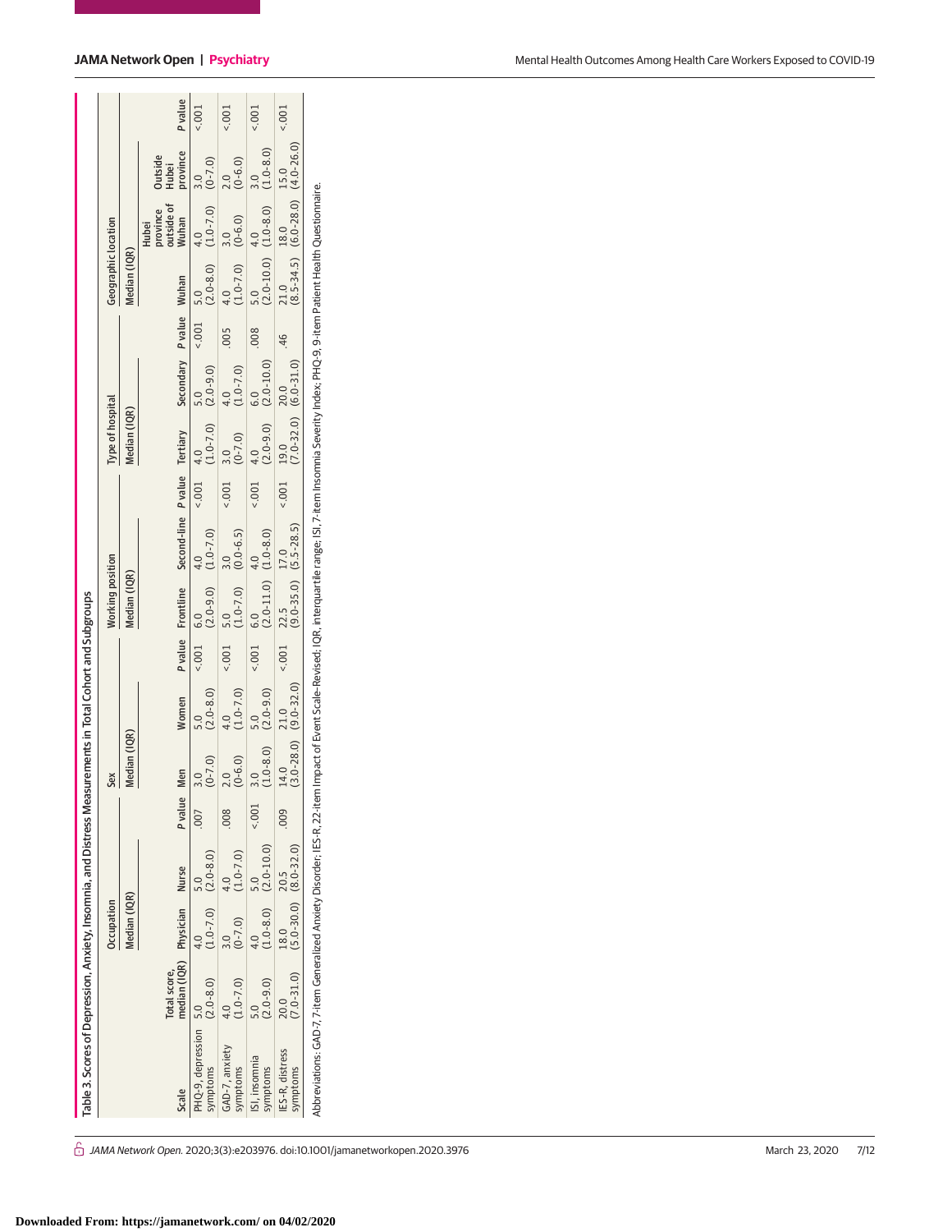Table 3. Scores of Depression, Anxiety, Insomnia, and Distress Measurements in Total Cohort and Subgroups

| Scale | Total score, median (IQR) | Occupation | | | Sex | | | Working position | | | Type of hospital | | | Geographic location | | | |
|---|---|---|---|---|---|---|---|---|---|---|---|---|---|---|---|---|---|
| | | Median (IQR) | | | Median (IQR) | | | Median (IQR) | | | Median (IQR) | | | Median (IQR) | | | |
| | | Physician | Nurse | P value | Men | Women | P value | Frontline | Second-line | P value | Tertiary | Secondary | P value | Wuhan | Hubei province outside of Wuhan | Outside Hubei province | P value |
| PHQ-9, depression symptoms | 5.0 (2.0-8.0) | 4.0 (1.0-7.0) | 5.0 (2.0-8.0) | .007 | 3.0 (0-7.0) | 5.0 (2.0-8.0) | <.001 | 6.0 (2.0-9.0) | 4.0 (1.0-7.0) | <.001 | 4.0 (1.0-7.0) | 5.0 (2.0-9.0) | <.001 | 5.0 (2.0-8.0) | 4.0 (1.0-7.0) | 3.0 (0-7.0) | <.001 |
| GAD-7, anxiety symptoms | 4.0 (1.0-7.0) | 3.0 (0-7.0) | 4.0 (1.0-7.0) | .008 | 2.0 (0-6.0) | 4.0 (1.0-7.0) | <.001 | 5.0 (1.0-7.0) | 3.0 (0.0-6.5) | <.001 | 3.0 (0-7.0) | 4.0 (1.0-7.0) | .005 | 4.0 (1.0-7.0) | 3.0 (0-6.0) | 2.0 (0-6.0) | <.001 |
| ISI, insomnia symptoms | 5.0 (2.0-9.0) | 4.0 (1.0-8.0) | 5.0 (2.0-10.0) | <.001 | 3.0 (1.0-8.0) | 5.0 (2.0-9.0) | <.001 | 6.0 (2.0-11.0) | 4.0 (1.0-8.0) | <.001 | 4.0 (2.0-9.0) | 6.0 (2.0-10.0) | .008 | 5.0 (2.0-10.0) | 4.0 (1.0-8.0) | 3.0 (1.0-8.0) | <.001 |
| IES-R, distress symptoms | 20.0 (7.0-31.0) | 18.0 (5.0-30.0) | 20.5 (8.0-32.0) | .009 | 14.0 (3.0-28.0) | 21.0 (9.0-32.0) | <.001 | 22.5 (9.0-35.0) | 17.0 (5.5-28.5) | <.001 | 19.0 (7.0-32.0) | 20.0 (6.0-31.0) | .46 | 21.0 (8.5-34.5) | 18.0 (6.0-28.0) | 15.0 (4.0-26.0) | <.001 |

Abbreviations: GAD-7, 7-item Generalized Anxiety Disorder; IES-R, 22-item Impact of Event Scale–Revised; IQR, interquartile range; ISI, 7-item Insomnia Severity Index; PHQ-9, 9-item Patient Health Questionnaire.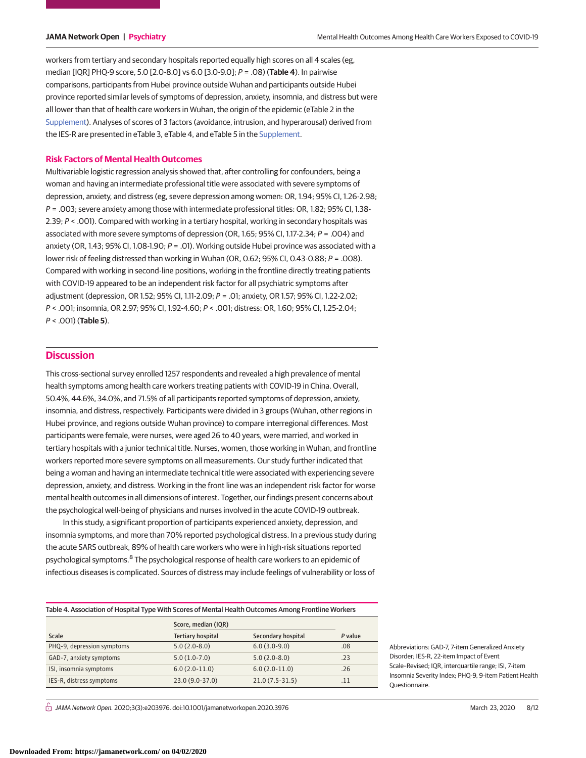workers from tertiary and secondary hospitals reported equally high scores on all 4 scales (eg, median [IQR] PHQ-9 score, 5.0 [2.0-8.0] vs 6.0 [3.0-9.0]; *P* = .08) (**Table 4**). In pairwise comparisons, participants from Hubei province outside Wuhan and participants outside Hubei province reported similar levels of symptoms of depression, anxiety, insomnia, and distress but were all lower than that of health care workers in Wuhan, the origin of the epidemic (eTable 2 in the Supplement). Analyses of scores of 3 factors (avoidance, intrusion, and hyperarousal) derived from the IES-R are presented in eTable 3, eTable 4, and eTable 5 in the Supplement.

### Risk Factors of Mental Health Outcomes

Multivariable logistic regression analysis showed that, after controlling for confounders, being a woman and having an intermediate professional title were associated with severe symptoms of depression, anxiety, and distress (eg, severe depression among women: OR, 1.94; 95% CI, 1.26-2.98; *P* = .003; severe anxiety among those with intermediate professional titles: OR, 1.82; 95% CI, 1.38-2.39; *P* < .001). Compared with working in a tertiary hospital, working in secondary hospitals was associated with more severe symptoms of depression (OR, 1.65; 95% CI, 1.17-2.34; *P* = .004) and anxiety (OR, 1.43; 95% CI, 1.08-1.90; *P* = .01). Working outside Hubei province was associated with a lower risk of feeling distressed than working in Wuhan (OR, 0.62; 95% CI, 0.43-0.88; *P* = .008). Compared with working in second-line positions, working in the frontline directly treating patients with COVID-19 appeared to be an independent risk factor for all psychiatric symptoms after adjustment (depression, OR 1.52; 95% CI, 1.11-2.09; *P* = .01; anxiety, OR 1.57; 95% CI, 1.22-2.02; *P* < .001; insomnia, OR 2.97; 95% CI, 1.92-4.60; *P* < .001; distress: OR, 1.60; 95% CI, 1.25-2.04; *P* < .001) (**Table 5**).

## Discussion

This cross-sectional survey enrolled 1257 respondents and revealed a high prevalence of mental health symptoms among health care workers treating patients with COVID-19 in China. Overall, 50.4%, 44.6%, 34.0%, and 71.5% of all participants reported symptoms of depression, anxiety, insomnia, and distress, respectively. Participants were divided in 3 groups (Wuhan, other regions in Hubei province, and regions outside Wuhan province) to compare interregional differences. Most participants were female, were nurses, were aged 26 to 40 years, were married, and worked in tertiary hospitals with a junior technical title. Nurses, women, those working in Wuhan, and frontline workers reported more severe symptoms on all measurements. Our study further indicated that being a woman and having an intermediate technical title were associated with experiencing severe depression, anxiety, and distress. Working in the front line was an independent risk factor for worse mental health outcomes in all dimensions of interest. Together, our findings present concerns about the psychological well-being of physicians and nurses involved in the acute COVID-19 outbreak.

In this study, a significant proportion of participants experienced anxiety, depression, and insomnia symptoms, and more than 70% reported psychological distress. In a previous study during the acute SARS outbreak, 89% of health care workers who were in high-risk situations reported psychological symptoms.[8] The psychological response of health care workers to an epidemic of infectious diseases is complicated. Sources of distress may include feelings of vulnerability or loss of

Table 4. Association of Hospital Type With Scores of Mental Health Outcomes Among Frontline Workers

| Scale | Score, median (IQR) | | *P* value |
|---|---|---|---|
| | Tertiary hospital | Secondary hospital | |
| PHQ-9, depression symptoms | 5.0 (2.0-8.0) | 6.0 (3.0-9.0) | .08 |
| GAD-7, anxiety symptoms | 5.0 (1.0-7.0) | 5.0 (2.0-8.0) | .23 |
| ISI, insomnia symptoms | 6.0 (2.0-11.0) | 6.0 (2.0-11.0) | .26 |
| IES-R, distress symptoms | 23.0 (9.0-37.0) | 21.0 (7.5-31.5) | .11 |

Abbreviations: GAD-7, 7-item Generalized Anxiety Disorder; IES-R, 22-item Impact of Event Scale–Revised; IQR, interquartile range; ISI, 7-item Insomnia Severity Index; PHQ-9, 9-item Patient Health Questionnaire.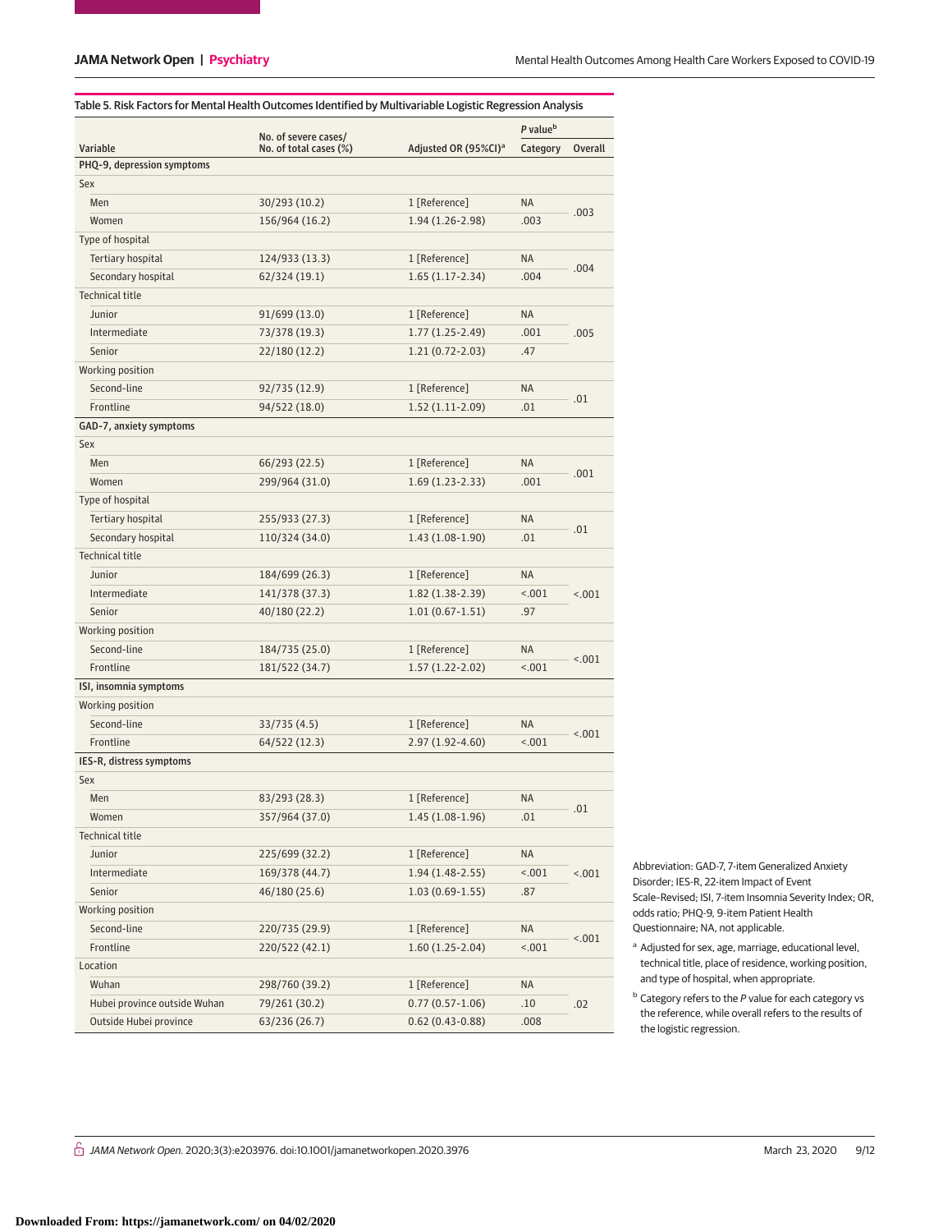Table 5. Risk Factors for Mental Health Outcomes Identified by Multivariable Logistic Regression Analysis

| Variable | No. of severe cases/ No. of total cases (%) | Adjusted OR (95%CI)[a] | *P* value[b] | |
|---|---|---|---|---|
| | | | Category | Overall |
| **PHQ-9, depression symptoms** | | | | |
| Sex | | | | |
| Men | 30/293 (10.2) | 1 [Reference] | NA | .003 |
| Women | 156/964 (16.2) | 1.94 (1.26-2.98) | .003 | |
| Type of hospital | | | | |
| Tertiary hospital | 124/933 (13.3) | 1 [Reference] | NA | .004 |
| Secondary hospital | 62/324 (19.1) | 1.65 (1.17-2.34) | .004 | |
| Technical title | | | | |
| Junior | 91/699 (13.0) | 1 [Reference] | NA | .005 |
| Intermediate | 73/378 (19.3) | 1.77 (1.25-2.49) | .001 | |
| Senior | 22/180 (12.2) | 1.21 (0.72-2.03) | .47 | |
| Working position | | | | |
| Second-line | 92/735 (12.9) | 1 [Reference] | NA | .01 |
| Frontline | 94/522 (18.0) | 1.52 (1.11-2.09) | .01 | |
| **GAD-7, anxiety symptoms** | | | | |
| Sex | | | | |
| Men | 66/293 (22.5) | 1 [Reference] | NA | .001 |
| Women | 299/964 (31.0) | 1.69 (1.23-2.33) | .001 | |
| Type of hospital | | | | |
| Tertiary hospital | 255/933 (27.3) | 1 [Reference] | NA | .01 |
| Secondary hospital | 110/324 (34.0) | 1.43 (1.08-1.90) | .01 | |
| Technical title | | | | |
| Junior | 184/699 (26.3) | 1 [Reference] | NA | <.001 |
| Intermediate | 141/378 (37.3) | 1.82 (1.38-2.39) | <.001 | |
| Senior | 40/180 (22.2) | 1.01 (0.67-1.51) | .97 | |
| Working position | | | | |
| Second-line | 184/735 (25.0) | 1 [Reference] | NA | <.001 |
| Frontline | 181/522 (34.7) | 1.57 (1.22-2.02) | <.001 | |
| **ISI, insomnia symptoms** | | | | |
| Working position | | | | |
| Second-line | 33/735 (4.5) | 1 [Reference] | NA | <.001 |
| Frontline | 64/522 (12.3) | 2.97 (1.92-4.60) | <.001 | |
| **IES-R, distress symptoms** | | | | |
| Sex | | | | |
| Men | 83/293 (28.3) | 1 [Reference] | NA | .01 |
| Women | 357/964 (37.0) | 1.45 (1.08-1.96) | .01 | |
| Technical title | | | | |
| Junior | 225/699 (32.2) | 1 [Reference] | NA | <.001 |
| Intermediate | 169/378 (44.7) | 1.94 (1.48-2.55) | <.001 | |
| Senior | 46/180 (25.6) | 1.03 (0.69-1.55) | .87 | |
| Working position | | | | |
| Second-line | 220/735 (29.9) | 1 [Reference] | NA | <.001 |
| Frontline | 220/522 (42.1) | 1.60 (1.25-2.04) | <.001 | |
| Location | | | | |
| Wuhan | 298/760 (39.2) | 1 [Reference] | NA | .02 |
| Hubei province outside Wuhan | 79/261 (30.2) | 0.77 (0.57-1.06) | .10 | |
| Outside Hubei province | 63/236 (26.7) | 0.62 (0.43-0.88) | .008 | |

Abbreviation: GAD-7, 7-item Generalized Anxiety Disorder; IES-R, 22-item Impact of Event Scale–Revised; ISI, 7-item Insomnia Severity Index; OR, odds ratio; PHQ-9, 9-item Patient Health Questionnaire; NA, not applicable.

[a] Adjusted for sex, age, marriage, educational level, technical title, place of residence, working position, and type of hospital, when appropriate.

[b] Category refers to the *P* value for each category vs the reference, while overall refers to the results of the logistic regression.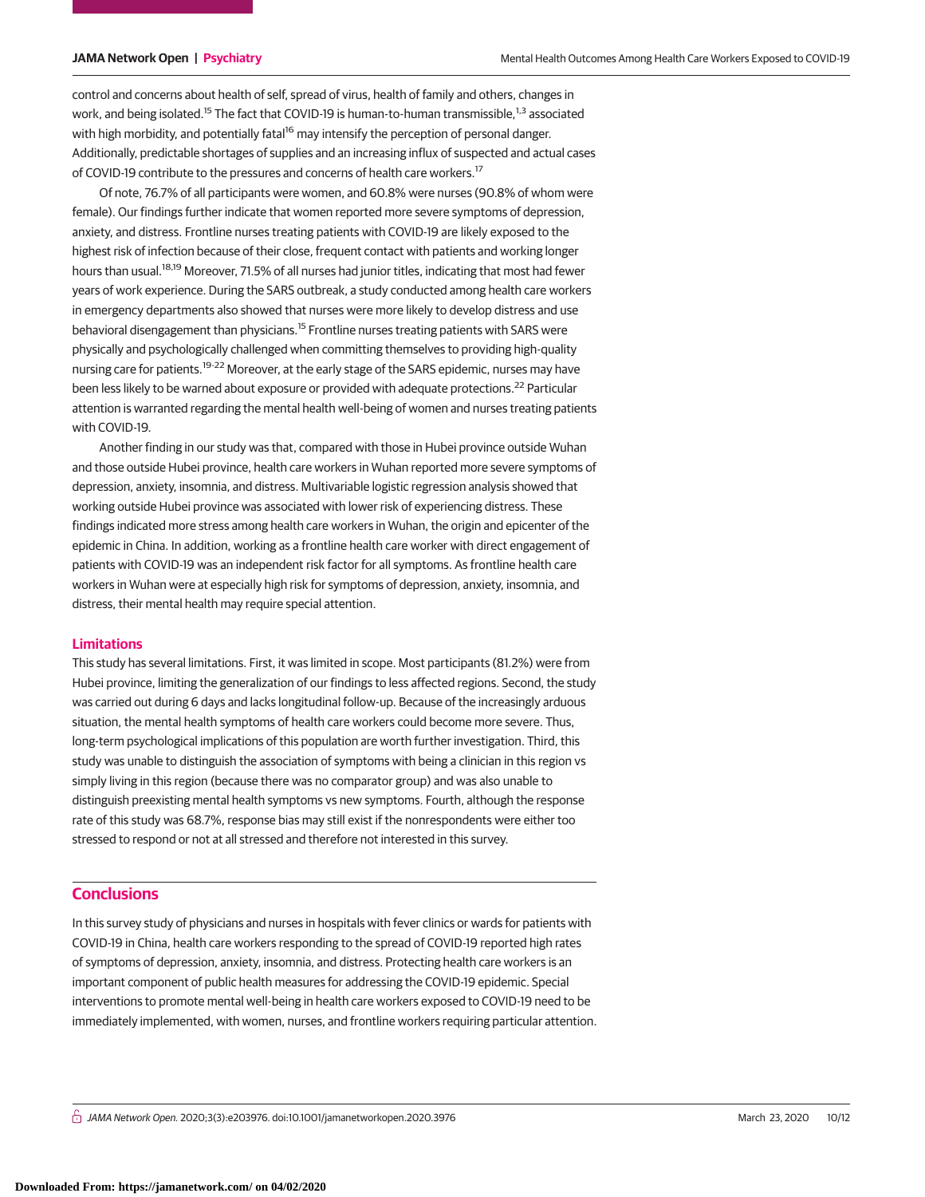control and concerns about health of self, spread of virus, health of family and others, changes in work, and being isolated.[15] The fact that COVID-19 is human-to-human transmissible,[1,3] associated with high morbidity, and potentially fatal[16] may intensify the perception of personal danger. Additionally, predictable shortages of supplies and an increasing influx of suspected and actual cases of COVID-19 contribute to the pressures and concerns of health care workers.[17]

Of note, 76.7% of all participants were women, and 60.8% were nurses (90.8% of whom were female). Our findings further indicate that women reported more severe symptoms of depression, anxiety, and distress. Frontline nurses treating patients with COVID-19 are likely exposed to the highest risk of infection because of their close, frequent contact with patients and working longer hours than usual.[18,19] Moreover, 71.5% of all nurses had junior titles, indicating that most had fewer years of work experience. During the SARS outbreak, a study conducted among health care workers in emergency departments also showed that nurses were more likely to develop distress and use behavioral disengagement than physicians.[15] Frontline nurses treating patients with SARS were physically and psychologically challenged when committing themselves to providing high-quality nursing care for patients.[19-22] Moreover, at the early stage of the SARS epidemic, nurses may have been less likely to be warned about exposure or provided with adequate protections.[22] Particular attention is warranted regarding the mental health well-being of women and nurses treating patients with COVID-19.

Another finding in our study was that, compared with those in Hubei province outside Wuhan and those outside Hubei province, health care workers in Wuhan reported more severe symptoms of depression, anxiety, insomnia, and distress. Multivariable logistic regression analysis showed that working outside Hubei province was associated with lower risk of experiencing distress. These findings indicated more stress among health care workers in Wuhan, the origin and epicenter of the epidemic in China. In addition, working as a frontline health care worker with direct engagement of patients with COVID-19 was an independent risk factor for all symptoms. As frontline health care workers in Wuhan were at especially high risk for symptoms of depression, anxiety, insomnia, and distress, their mental health may require special attention.

### Limitations

This study has several limitations. First, it was limited in scope. Most participants (81.2%) were from Hubei province, limiting the generalization of our findings to less affected regions. Second, the study was carried out during 6 days and lacks longitudinal follow-up. Because of the increasingly arduous situation, the mental health symptoms of health care workers could become more severe. Thus, long-term psychological implications of this population are worth further investigation. Third, this study was unable to distinguish the association of symptoms with being a clinician in this region vs simply living in this region (because there was no comparator group) and was also unable to distinguish preexisting mental health symptoms vs new symptoms. Fourth, although the response rate of this study was 68.7%, response bias may still exist if the nonrespondents were either too stressed to respond or not at all stressed and therefore not interested in this survey.

## Conclusions

In this survey study of physicians and nurses in hospitals with fever clinics or wards for patients with COVID-19 in China, health care workers responding to the spread of COVID-19 reported high rates of symptoms of depression, anxiety, insomnia, and distress. Protecting health care workers is an important component of public health measures for addressing the COVID-19 epidemic. Special interventions to promote mental well-being in health care workers exposed to COVID-19 need to be immediately implemented, with women, nurses, and frontline workers requiring particular attention.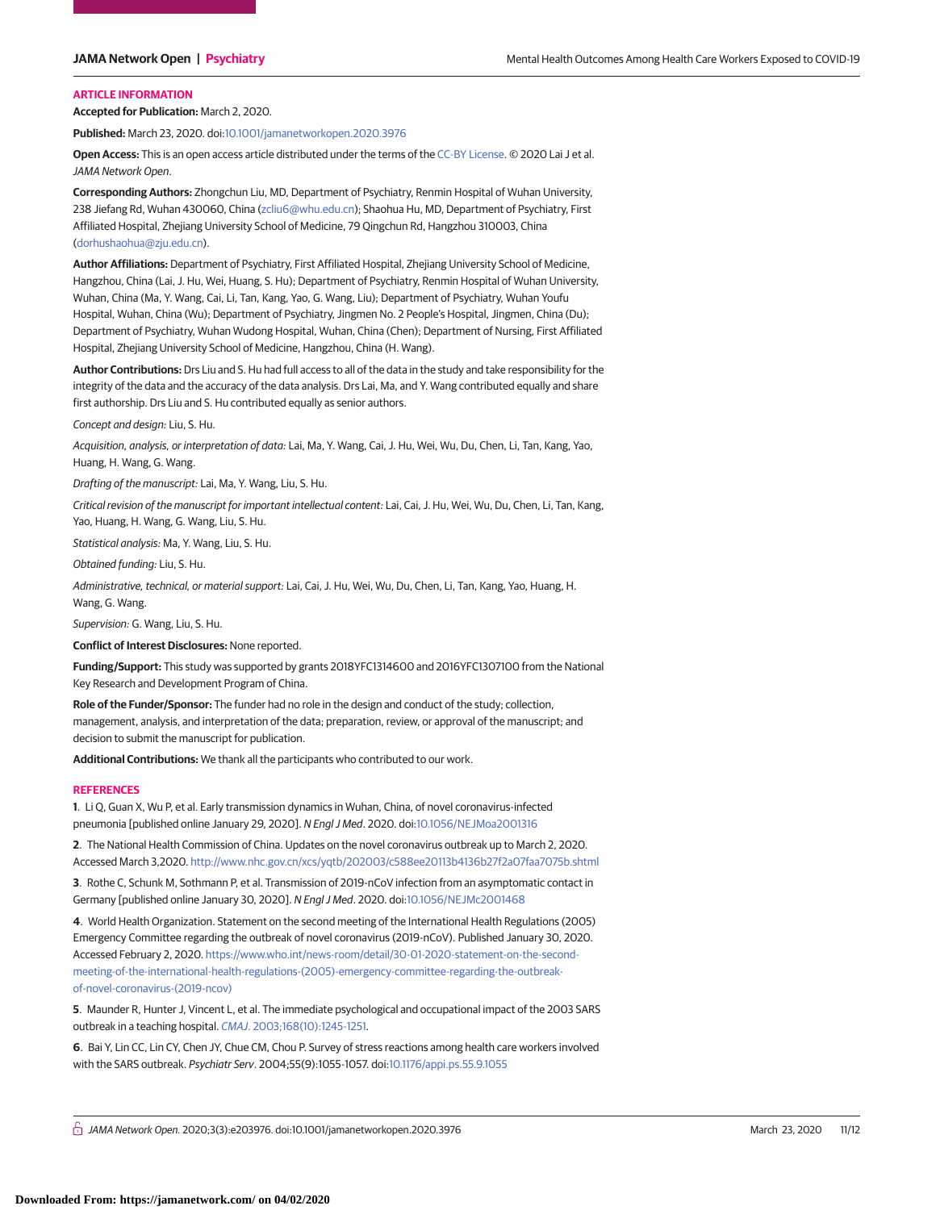## ARTICLE INFORMATION

**Accepted for Publication:** March 2, 2020.

**Published:** March 23, 2020. doi:10.1001/jamanetworkopen.2020.3976

**Open Access:** This is an open access article distributed under the terms of the CC-BY License. © 2020 Lai J et al. *JAMA Network Open*.

**Corresponding Authors:** Zhongchun Liu, MD, Department of Psychiatry, Renmin Hospital of Wuhan University, 238 Jiefang Rd, Wuhan 430060, China (zcliu6@whu.edu.cn); Shaohua Hu, MD, Department of Psychiatry, First Affiliated Hospital, Zhejiang University School of Medicine, 79 Qingchun Rd, Hangzhou 310003, China (dorhushaohua@zju.edu.cn).

**Author Affiliations:** Department of Psychiatry, First Affiliated Hospital, Zhejiang University School of Medicine, Hangzhou, China (Lai, J. Hu, Wei, Huang, S. Hu); Department of Psychiatry, Renmin Hospital of Wuhan University, Wuhan, China (Ma, Y. Wang, Cai, Li, Tan, Kang, Yao, G. Wang, Liu); Department of Psychiatry, Wuhan Youfu Hospital, Wuhan, China (Wu); Department of Psychiatry, Jingmen No. 2 People's Hospital, Jingmen, China (Du); Department of Psychiatry, Wuhan Wudong Hospital, Wuhan, China (Chen); Department of Nursing, First Affiliated Hospital, Zhejiang University School of Medicine, Hangzhou, China (H. Wang).

**Author Contributions:** Drs Liu and S. Hu had full access to all of the data in the study and take responsibility for the integrity of the data and the accuracy of the data analysis. Drs Lai, Ma, and Y. Wang contributed equally and share first authorship. Drs Liu and S. Hu contributed equally as senior authors.

*Concept and design:* Liu, S. Hu.

*Acquisition, analysis, or interpretation of data:* Lai, Ma, Y. Wang, Cai, J. Hu, Wei, Wu, Du, Chen, Li, Tan, Kang, Yao, Huang, H. Wang, G. Wang.

*Drafting of the manuscript:* Lai, Ma, Y. Wang, Liu, S. Hu.

*Critical revision of the manuscript for important intellectual content:* Lai, Cai, J. Hu, Wei, Wu, Du, Chen, Li, Tan, Kang, Yao, Huang, H. Wang, G. Wang, Liu, S. Hu.

*Statistical analysis:* Ma, Y. Wang, Liu, S. Hu.

*Obtained funding:* Liu, S. Hu.

*Administrative, technical, or material support:* Lai, Cai, J. Hu, Wei, Wu, Du, Chen, Li, Tan, Kang, Yao, Huang, H. Wang, G. Wang.

*Supervision:* G. Wang, Liu, S. Hu.

**Conflict of Interest Disclosures:** None reported.

**Funding/Support:** This study was supported by grants 2018YFC1314600 and 2016YFC1307100 from the National Key Research and Development Program of China.

**Role of the Funder/Sponsor:** The funder had no role in the design and conduct of the study; collection, management, analysis, and interpretation of the data; preparation, review, or approval of the manuscript; and decision to submit the manuscript for publication.

**Additional Contributions:** We thank all the participants who contributed to our work.

## REFERENCES

1. Li Q, Guan X, Wu P, et al. Early transmission dynamics in Wuhan, China, of novel coronavirus-infected pneumonia [published online January 29, 2020]. *N Engl J Med*. 2020. doi:10.1056/NEJMoa2001316

2. The National Health Commission of China. Updates on the novel coronavirus outbreak up to March 2, 2020. Accessed March 3,2020. http://www.nhc.gov.cn/xcs/yqtb/202003/c588ee20113b4136b27f2a07faa7075b.shtml

3. Rothe C, Schunk M, Sothmann P, et al. Transmission of 2019-nCoV infection from an asymptomatic contact in Germany [published online January 30, 2020]. *N Engl J Med*. 2020. doi:10.1056/NEJMc2001468

4. World Health Organization. Statement on the second meeting of the International Health Regulations (2005) Emergency Committee regarding the outbreak of novel coronavirus (2019-nCoV). Published January 30, 2020. Accessed February 2, 2020. https://www.who.int/news-room/detail/30-01-2020-statement-on-the-second-meeting-of-the-international-health-regulations-(2005)-emergency-committee-regarding-the-outbreak-of-novel-coronavirus-(2019-ncov)

5. Maunder R, Hunter J, Vincent L, et al. The immediate psychological and occupational impact of the 2003 SARS outbreak in a teaching hospital. *CMAJ*. 2003;168(10):1245-1251.

6. Bai Y, Lin CC, Lin CY, Chen JY, Chue CM, Chou P. Survey of stress reactions among health care workers involved with the SARS outbreak. *Psychiatr Serv*. 2004;55(9):1055-1057. doi:10.1176/appi.ps.55.9.1055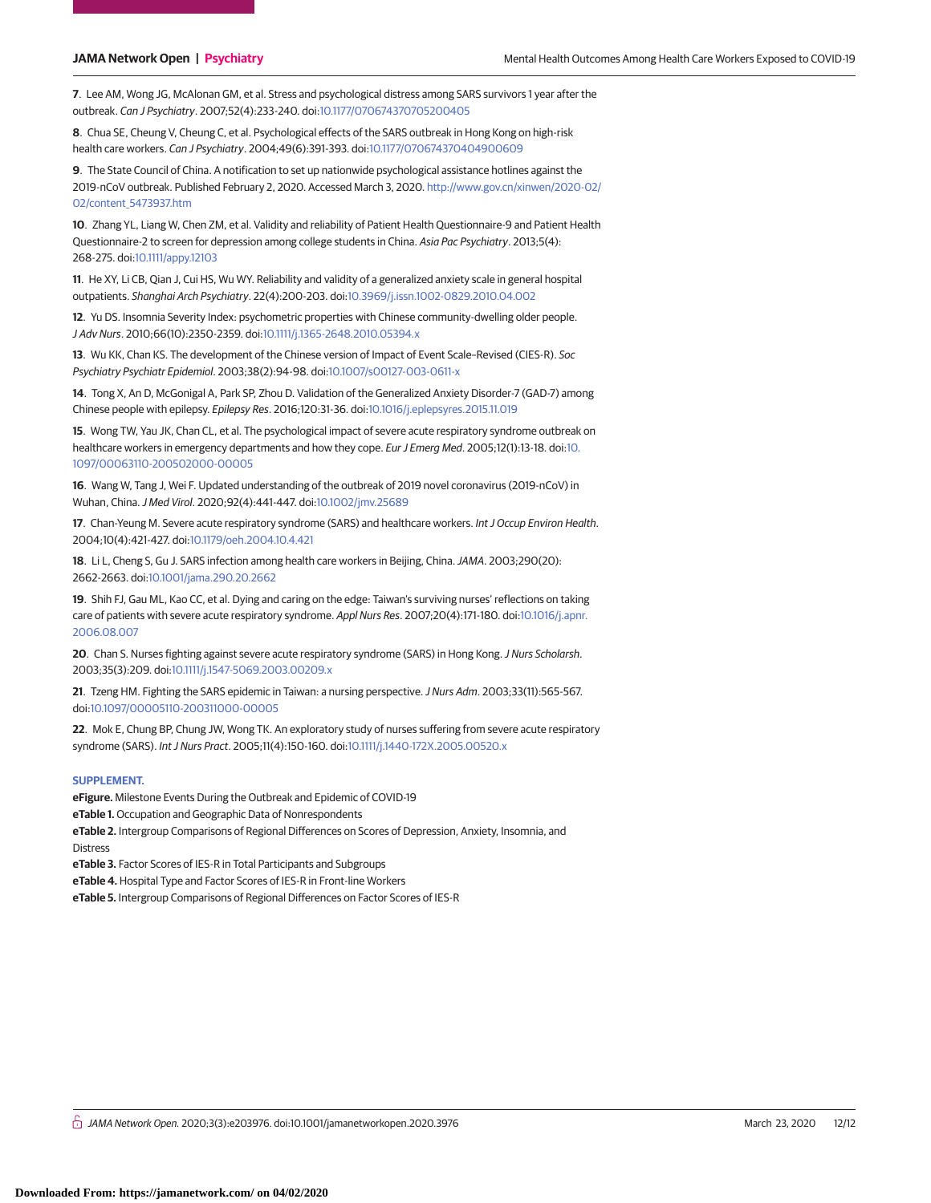7. Lee AM, Wong JG, McAlonan GM, et al. Stress and psychological distress among SARS survivors 1 year after the outbreak. *Can J Psychiatry*. 2007;52(4):233-240. doi:10.1177/070674370705200405

8. Chua SE, Cheung V, Cheung C, et al. Psychological effects of the SARS outbreak in Hong Kong on high-risk health care workers. *Can J Psychiatry*. 2004;49(6):391-393. doi:10.1177/070674370404900609

9. The State Council of China. A notification to set up nationwide psychological assistance hotlines against the 2019-nCoV outbreak. Published February 2, 2020. Accessed March 3, 2020. http://www.gov.cn/xinwen/2020-02/02/content_5473937.htm

10. Zhang YL, Liang W, Chen ZM, et al. Validity and reliability of Patient Health Questionnaire-9 and Patient Health Questionnaire-2 to screen for depression among college students in China. *Asia Pac Psychiatry*. 2013;5(4):268-275. doi:10.1111/appy.12103

11. He XY, Li CB, Qian J, Cui HS, Wu WY. Reliability and validity of a generalized anxiety scale in general hospital outpatients. *Shanghai Arch Psychiatry*. 22(4):200-203. doi:10.3969/j.issn.1002-0829.2010.04.002

12. Yu DS. Insomnia Severity Index: psychometric properties with Chinese community-dwelling older people. *J Adv Nurs*. 2010;66(10):2350-2359. doi:10.1111/j.1365-2648.2010.05394.x

13. Wu KK, Chan KS. The development of the Chinese version of Impact of Event Scale–Revised (CIES-R). *Soc Psychiatry Psychiatr Epidemiol*. 2003;38(2):94-98. doi:10.1007/s00127-003-0611-x

14. Tong X, An D, McGonigal A, Park SP, Zhou D. Validation of the Generalized Anxiety Disorder-7 (GAD-7) among Chinese people with epilepsy. *Epilepsy Res*. 2016;120:31-36. doi:10.1016/j.eplepsyres.2015.11.019

15. Wong TW, Yau JK, Chan CL, et al. The psychological impact of severe acute respiratory syndrome outbreak on healthcare workers in emergency departments and how they cope. *Eur J Emerg Med*. 2005;12(1):13-18. doi:10.1097/00063110-200502000-00005

16. Wang W, Tang J, Wei F. Updated understanding of the outbreak of 2019 novel coronavirus (2019-nCoV) in Wuhan, China. *J Med Virol*. 2020;92(4):441-447. doi:10.1002/jmv.25689

17. Chan-Yeung M. Severe acute respiratory syndrome (SARS) and healthcare workers. *Int J Occup Environ Health*. 2004;10(4):421-427. doi:10.1179/oeh.2004.10.4.421

18. Li L, Cheng S, Gu J. SARS infection among health care workers in Beijing, China. *JAMA*. 2003;290(20):2662-2663. doi:10.1001/jama.290.20.2662

19. Shih FJ, Gau ML, Kao CC, et al. Dying and caring on the edge: Taiwan's surviving nurses' reflections on taking care of patients with severe acute respiratory syndrome. *Appl Nurs Res*. 2007;20(4):171-180. doi:10.1016/j.apnr.2006.08.007

20. Chan S. Nurses fighting against severe acute respiratory syndrome (SARS) in Hong Kong. *J Nurs Scholarsh*. 2003;35(3):209. doi:10.1111/j.1547-5069.2003.00209.x

21. Tzeng HM. Fighting the SARS epidemic in Taiwan: a nursing perspective. *J Nurs Adm*. 2003;33(11):565-567. doi:10.1097/00005110-200311000-00005

22. Mok E, Chung BP, Chung JW, Wong TK. An exploratory study of nurses suffering from severe acute respiratory syndrome (SARS). *Int J Nurs Pract*. 2005;11(4):150-160. doi:10.1111/j.1440-172X.2005.00520.x

## SUPPLEMENT.

**eFigure.** Milestone Events During the Outbreak and Epidemic of COVID-19

**eTable 1.** Occupation and Geographic Data of Nonrespondents

**eTable 2.** Intergroup Comparisons of Regional Differences on Scores of Depression, Anxiety, Insomnia, and Distress

**eTable 3.** Factor Scores of IES-R in Total Participants and Subgroups

**eTable 4.** Hospital Type and Factor Scores of IES-R in Front-line Workers

**eTable 5.** Intergroup Comparisons of Regional Differences on Factor Scores of IES-R